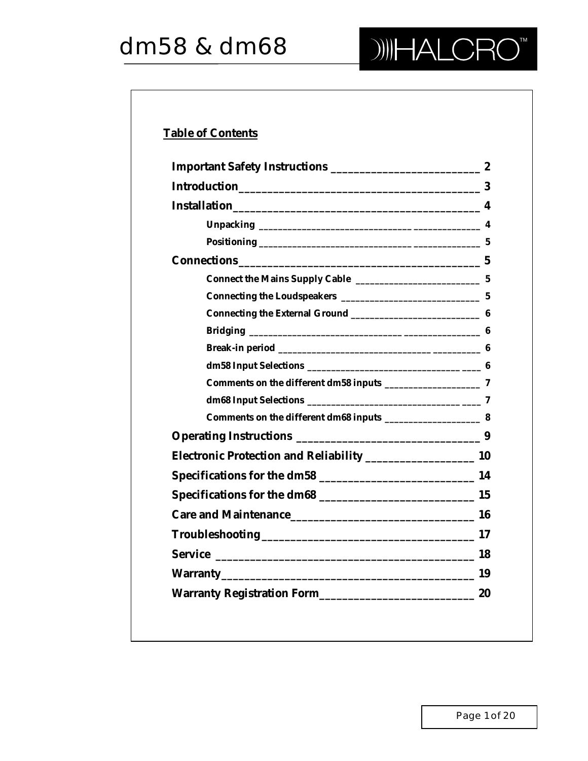**Table of Contents**

- **Important Safety Instructions** — 2
- **Introduction** — 3
- **Installation** — 4
  - Unpacking — 4
  - Positioning — 5
- **Connections** — 5
  - Connect the Mains Supply Cable — 5
  - Connecting the Loudspeakers — 5
  - Connecting the External Ground — 6
  - Bridging — 6
  - Break-in period — 6
  - dm58 Input Selections — 6
  - Comments on the different dm58 inputs — 7
  - dm68 Input Selections — 7
  - Comments on the different dm68 inputs — 8
- **Operating Instructions** — 9
- **Electronic Protection and Reliability** — 10
- **Specifications for the dm58** — 14
- **Specifications for the dm68** — 15
- **Care and Maintenance** — 16
- **Troubleshooting** — 17
- **Service** — 18
- **Warranty** — 19
- **Warranty Registration Form** — 20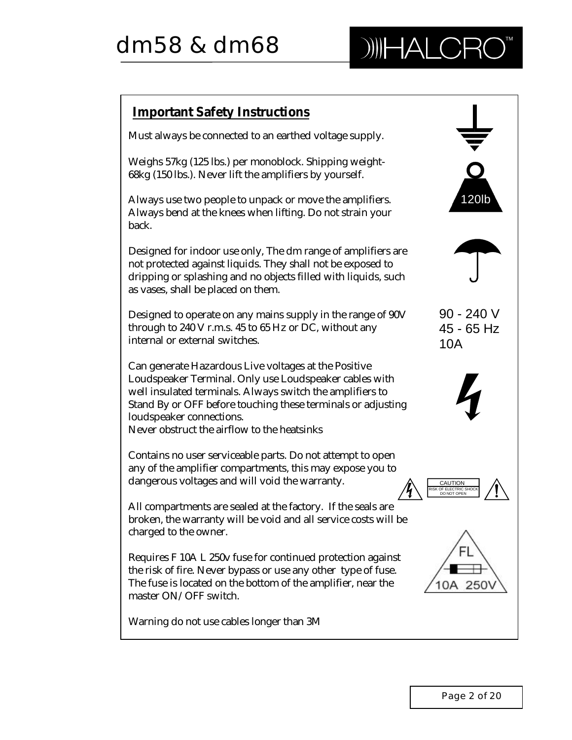## Important Safety Instructions

Must always be connected to an earthed voltage supply.

Weighs 57kg (125 lbs.) per monoblock. Shipping weight- 68kg (150 lbs.). Never lift the amplifiers by yourself.

120lb

Always use two people to unpack or move the amplifiers. Always bend at the knees when lifting. Do not strain your back.

Designed for indoor use only, The dm range of amplifiers are not protected against liquids. They shall not be exposed to dripping or splashing and no objects filled with liquids, such as vases, shall be placed on them.

Designed to operate on any mains supply in the range of 90V through to 240 V r.m.s. 45 to 65 Hz or DC, without any internal or external switches.

90 - 240 V
45 - 65 Hz
10A

Can generate Hazardous Live voltages at the Positive Loudspeaker Terminal. Only use Loudspeaker cables with well insulated terminals. Always switch the amplifiers to Stand By or OFF before touching these terminals or adjusting loudspeaker connections.
Never obstruct the airflow to the heatsinks

Contains no user serviceable parts. Do not attempt to open any of the amplifier compartments, this may expose you to dangerous voltages and will void the warranty.

CAUTION
RISK OF ELECTRIC SHOCK
DO NOT OPEN

All compartments are sealed at the factory. If the seals are broken, the warranty will be void and all service costs will be charged to the owner.

Requires F 10A L 250v fuse for continued protection against the risk of fire. Never bypass or use any other type of fuse. The fuse is located on the bottom of the amplifier, near the master ON/OFF switch.

FL
10A 250V

Warning do not use cables longer than 3M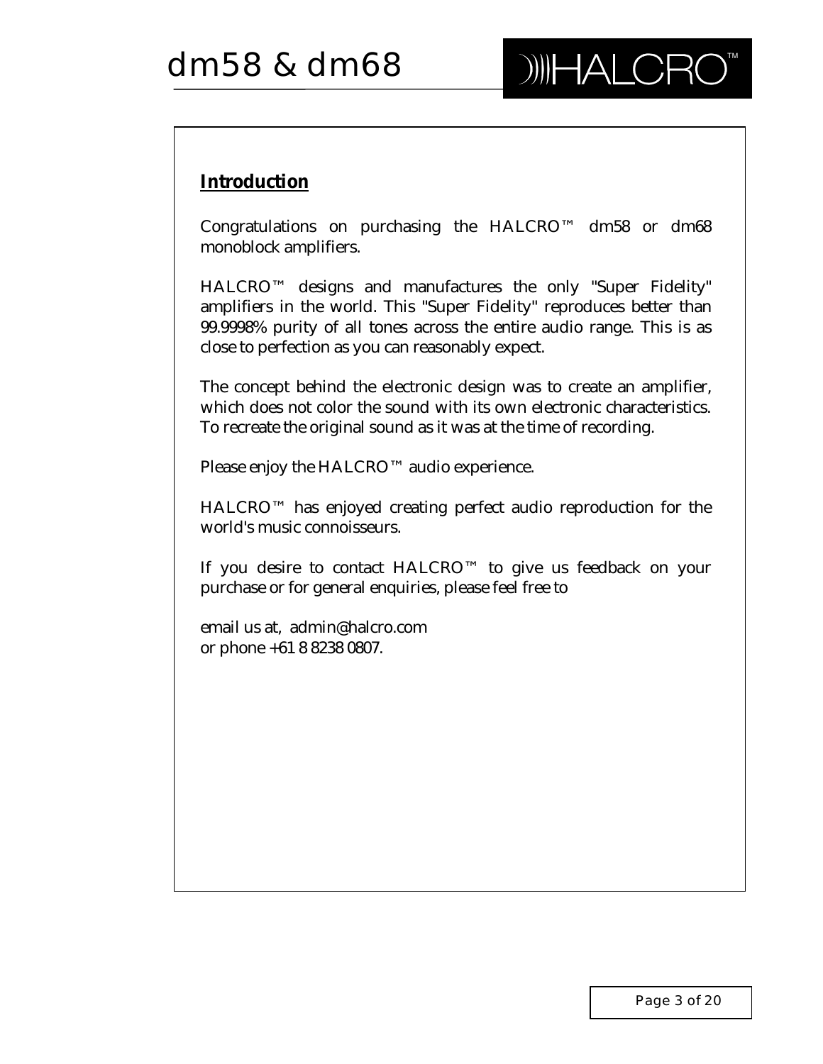## Introduction

Congratulations on purchasing the HALCRO™ dm58 or dm68 monoblock amplifiers.

HALCRO™ designs and manufactures the only "Super Fidelity" amplifiers in the world. This "Super Fidelity" reproduces better than 99.9998% purity of all tones across the entire audio range. This is as close to perfection as you can reasonably expect.

The concept behind the electronic design was to create an amplifier, which does not color the sound with its own electronic characteristics. To recreate the original sound as it was at the time of recording.

Please enjoy the HALCRO™ audio experience.

HALCRO™ has enjoyed creating perfect audio reproduction for the world's music connoisseurs.

If you desire to contact HALCRO™ to give us feedback on your purchase or for general enquiries, please feel free to

email us at, admin@halcro.com  
or phone +61 8 8238 0807.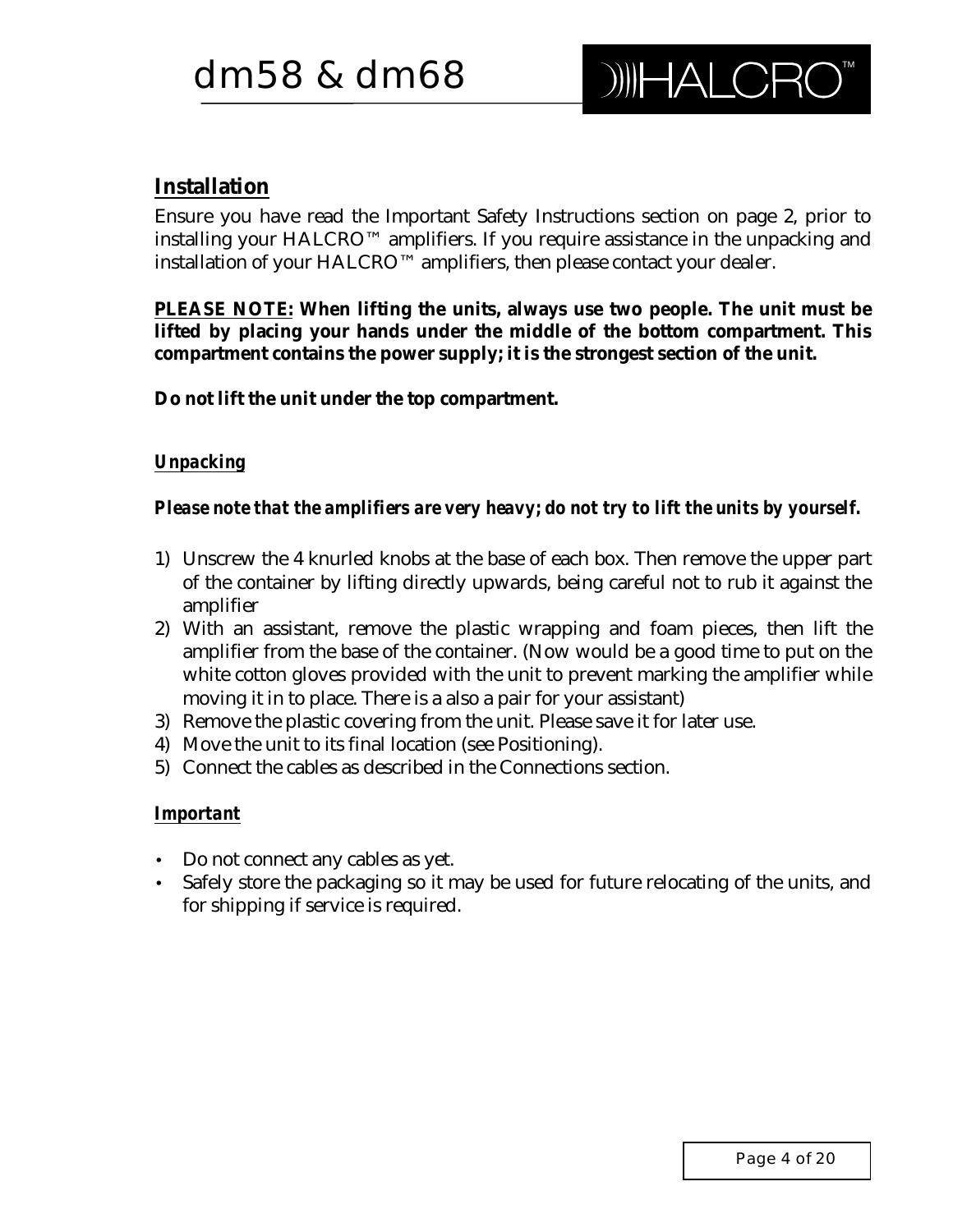## Installation

Ensure you have read the Important Safety Instructions section on page 2, prior to installing your HALCRO™ amplifiers. If you require assistance in the unpacking and installation of your HALCRO™ amplifiers, then please contact your dealer.

***PLEASE NOTE:*** **When lifting the units, always use two people. The unit must be lifted by placing your hands under the middle of the bottom compartment. This compartment contains the power supply; it is the strongest section of the unit.**

**Do not lift the unit under the top compartment.**

### *Unpacking*

***Please note that the amplifiers are very heavy; do not try to lift the units by yourself.***

1) Unscrew the 4 knurled knobs at the base of each box. Then remove the upper part of the container by lifting directly upwards, being careful not to rub it against the amplifier
2) With an assistant, remove the plastic wrapping and foam pieces, then lift the amplifier from the base of the container. (Now would be a good time to put on the white cotton gloves provided with the unit to prevent marking the amplifier while moving it in to place. There is a also a pair for your assistant)
3) Remove the plastic covering from the unit. Please save it for later use.
4) Move the unit to its final location (see Positioning).
5) Connect the cables as described in the Connections section.

### *Important*

- Do not connect any cables as yet.
- Safely store the packaging so it may be used for future relocating of the units, and for shipping if service is required.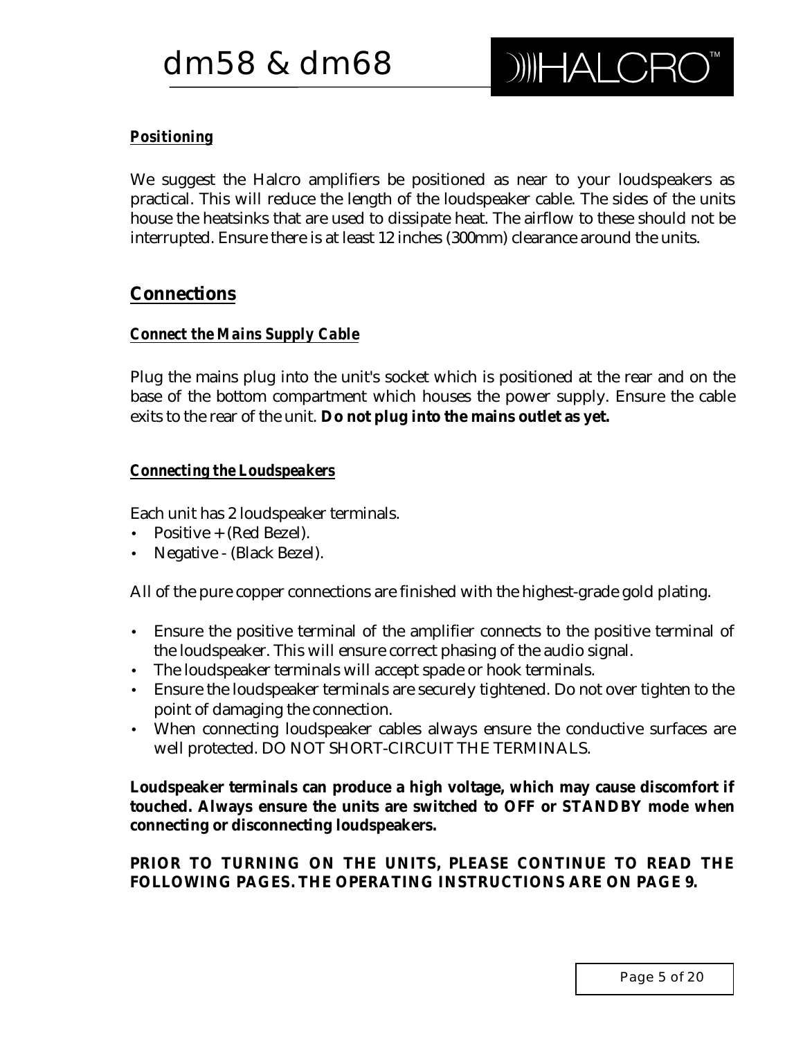### ***Positioning***

We suggest the Halcro amplifiers be positioned as near to your loudspeakers as practical. This will reduce the length of the loudspeaker cable. The sides of the units house the heatsinks that are used to dissipate heat. The airflow to these should not be interrupted. Ensure there is at least 12 inches (300mm) clearance around the units.

## **Connections**

### ***Connect the Mains Supply Cable***

Plug the mains plug into the unit's socket which is positioned at the rear and on the base of the bottom compartment which houses the power supply. Ensure the cable exits to the rear of the unit. **Do not plug into the mains outlet as yet.**

### ***Connecting the Loudspeakers***

Each unit has 2 loudspeaker terminals.

- Positive + (Red Bezel).
- Negative - (Black Bezel).

All of the pure copper connections are finished with the highest-grade gold plating.

- Ensure the positive terminal of the amplifier connects to the positive terminal of the loudspeaker. This will ensure correct phasing of the audio signal.
- The loudspeaker terminals will accept spade or hook terminals.
- Ensure the loudspeaker terminals are securely tightened. Do not over tighten to the point of damaging the connection.
- When connecting loudspeaker cables always ensure the conductive surfaces are well protected. DO NOT SHORT-CIRCUIT THE TERMINALS.

**Loudspeaker terminals can produce a high voltage, which may cause discomfort if touched. Always ensure the units are switched to OFF or STANDBY mode when connecting or disconnecting loudspeakers.**

**PRIOR TO TURNING ON THE UNITS, PLEASE CONTINUE TO READ THE FOLLOWING PAGES. THE OPERATING INSTRUCTIONS ARE ON PAGE 9.**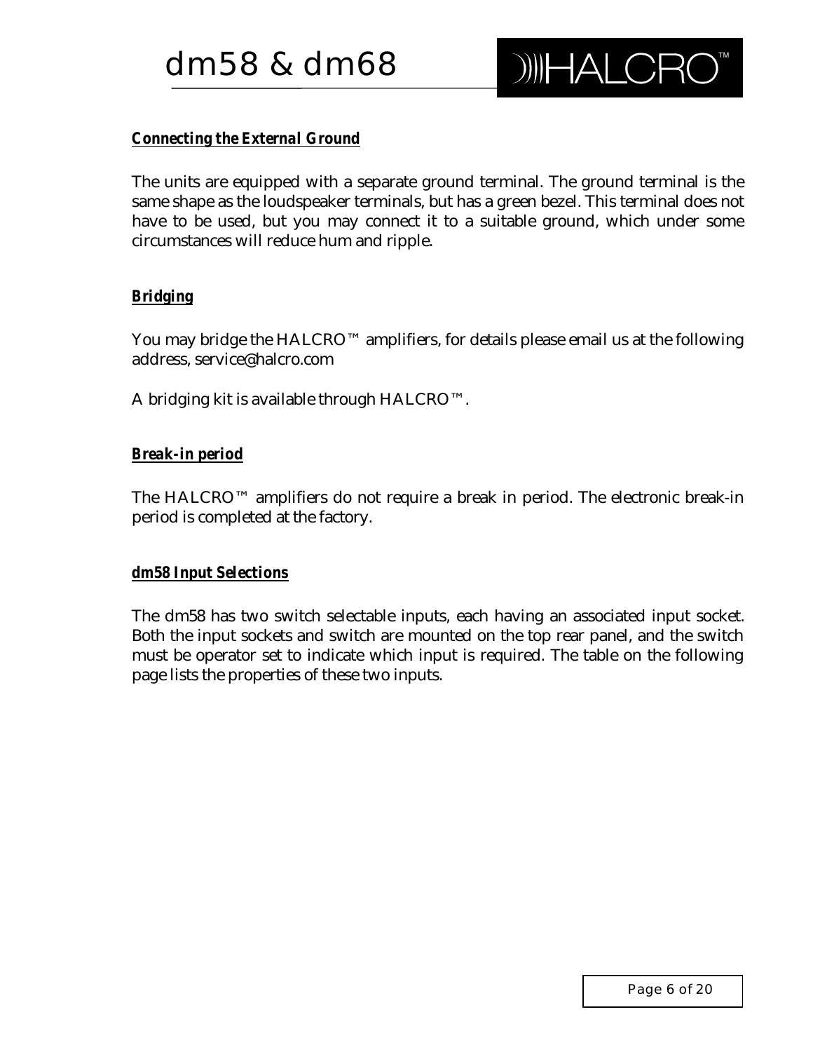### ***Connecting the External Ground***

The units are equipped with a separate ground terminal. The ground terminal is the same shape as the loudspeaker terminals, but has a green bezel. This terminal does not have to be used, but you may connect it to a suitable ground, which under some circumstances will reduce hum and ripple.

### ***Bridging***

You may bridge the HALCRO™ amplifiers, for details please email us at the following address, service@halcro.com

A bridging kit is available through HALCRO™.

### ***Break-in period***

The HALCRO™ amplifiers do not require a break in period. The electronic break-in period is completed at the factory.

### ***dm58 Input Selections***

The dm58 has two switch selectable inputs, each having an associated input socket. Both the input sockets and switch are mounted on the top rear panel, and the switch must be operator set to indicate which input is required. The table on the following page lists the properties of these two inputs.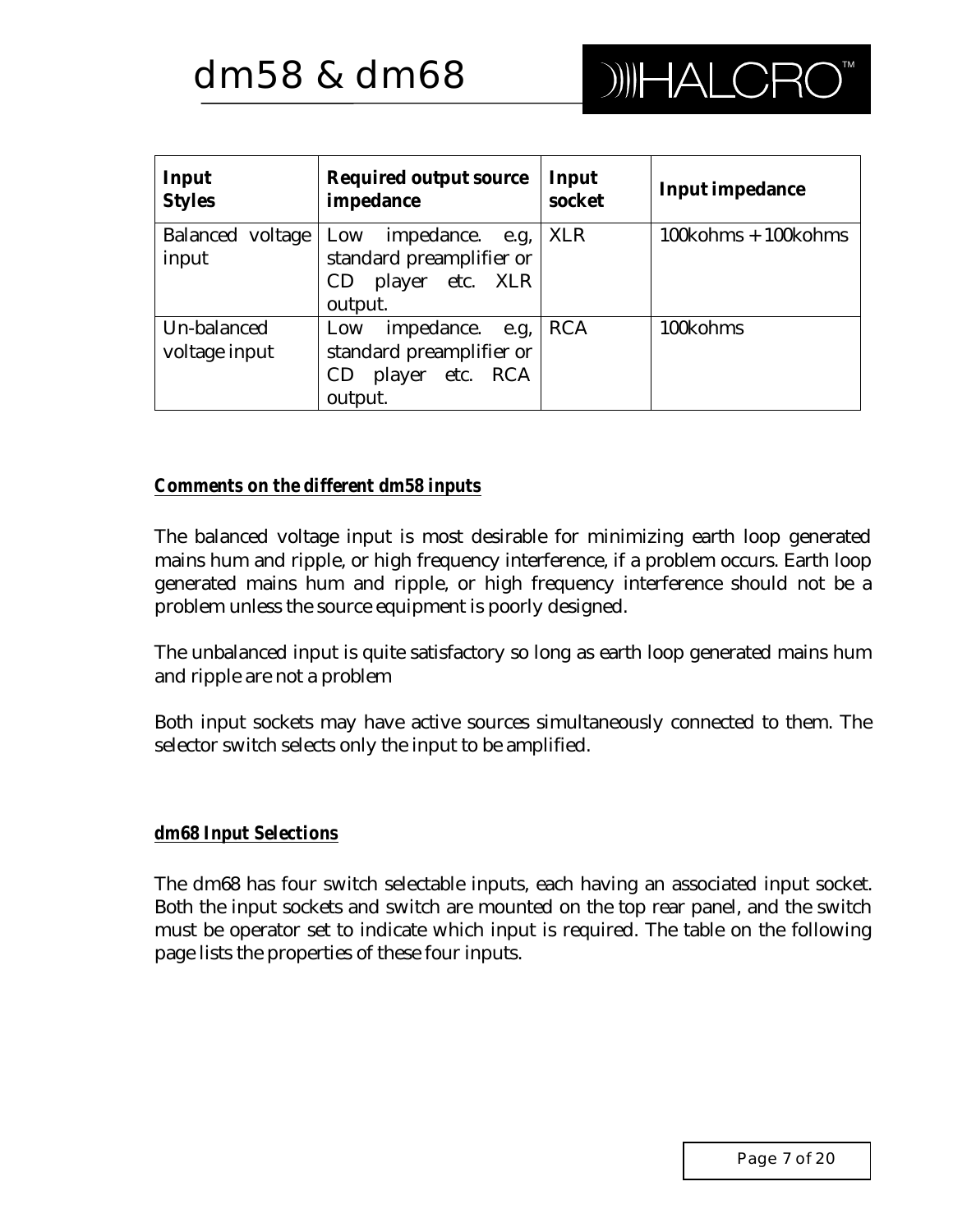| Input Styles | Required output source impedance | Input socket | Input impedance |
| --- | --- | --- | --- |
| Balanced voltage input | Low impedance. e.g, standard preamplifier or CD player etc. XLR output. | XLR | 100kohms + 100kohms |
| Un-balanced voltage input | Low impedance. e.g, standard preamplifier or CD player etc. RCA output. | RCA | 100kohms |

**Comments on the different dm58 inputs**

The balanced voltage input is most desirable for minimizing earth loop generated mains hum and ripple, or high frequency interference, if a problem occurs. Earth loop generated mains hum and ripple, or high frequency interference should not be a problem unless the source equipment is poorly designed.

The unbalanced input is quite satisfactory so long as earth loop generated mains hum and ripple are not a problem

Both input sockets may have active sources simultaneously connected to them. The selector switch selects only the input to be amplified.

**dm68 Input Selections**

The dm68 has four switch selectable inputs, each having an associated input socket. Both the input sockets and switch are mounted on the top rear panel, and the switch must be operator set to indicate which input is required. The table on the following page lists the properties of these four inputs.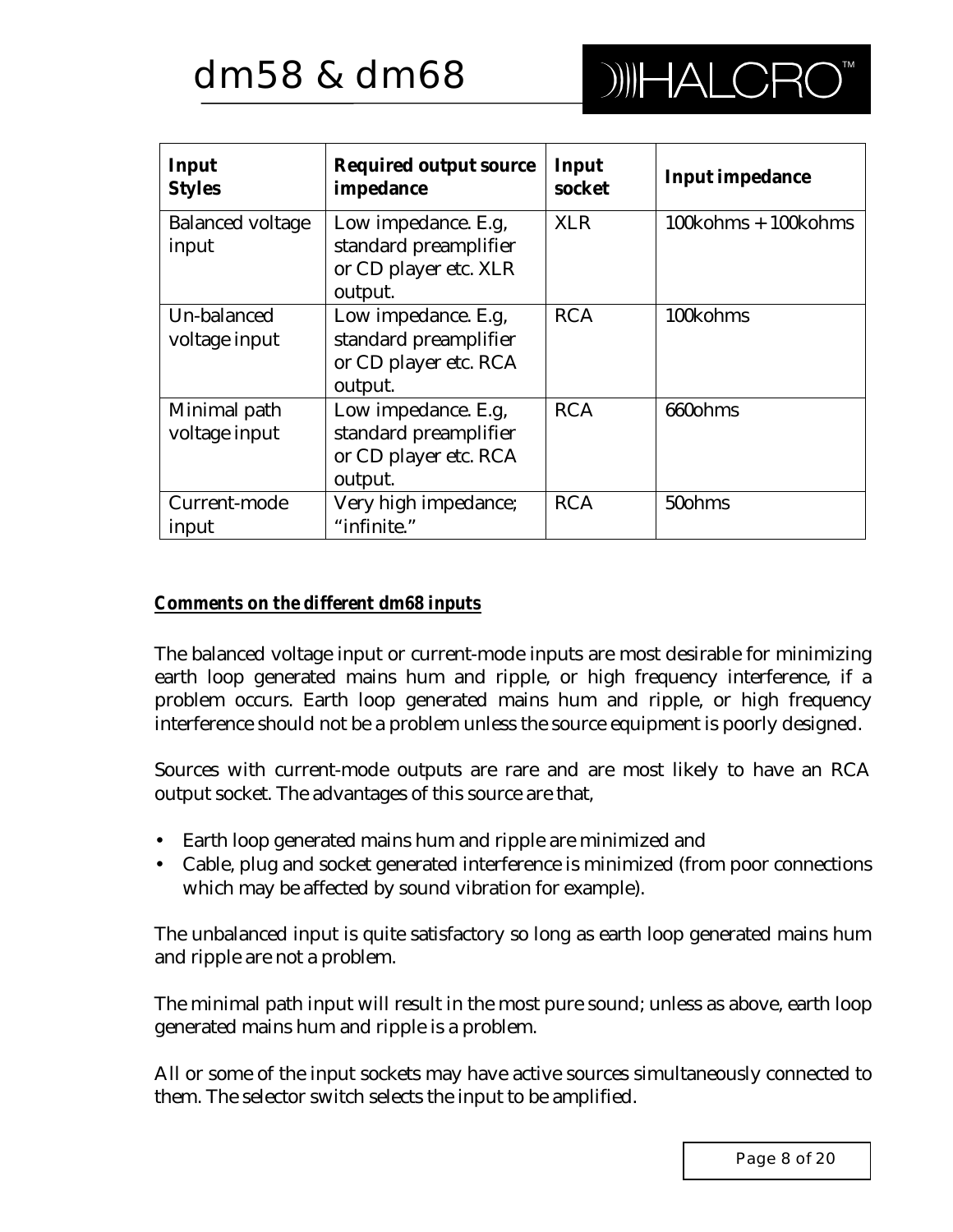| Input Styles | Required output source impedance | Input socket | Input impedance |
|---|---|---|---|
| Balanced voltage input | Low impedance. E.g, standard preamplifier or CD player etc. XLR output. | XLR | 100kohms + 100kohms |
| Un-balanced voltage input | Low impedance. E.g, standard preamplifier or CD player etc. RCA output. | RCA | 100kohms |
| Minimal path voltage input | Low impedance. E.g, standard preamplifier or CD player etc. RCA output. | RCA | 660ohms |
| Current-mode input | Very high impedance; "infinite." | RCA | 50ohms |

***Comments on the different dm68 inputs***

The balanced voltage input or current-mode inputs are most desirable for minimizing earth loop generated mains hum and ripple, or high frequency interference, if a problem occurs. Earth loop generated mains hum and ripple, or high frequency interference should not be a problem unless the source equipment is poorly designed.

Sources with current-mode outputs are rare and are most likely to have an RCA output socket. The advantages of this source are that,

- Earth loop generated mains hum and ripple are minimized and
- Cable, plug and socket generated interference is minimized (from poor connections which may be affected by sound vibration for example).

The unbalanced input is quite satisfactory so long as earth loop generated mains hum and ripple are not a problem.

The minimal path input will result in the most pure sound; unless as above, earth loop generated mains hum and ripple is a problem.

All or some of the input sockets may have active sources simultaneously connected to them. The selector switch selects the input to be amplified.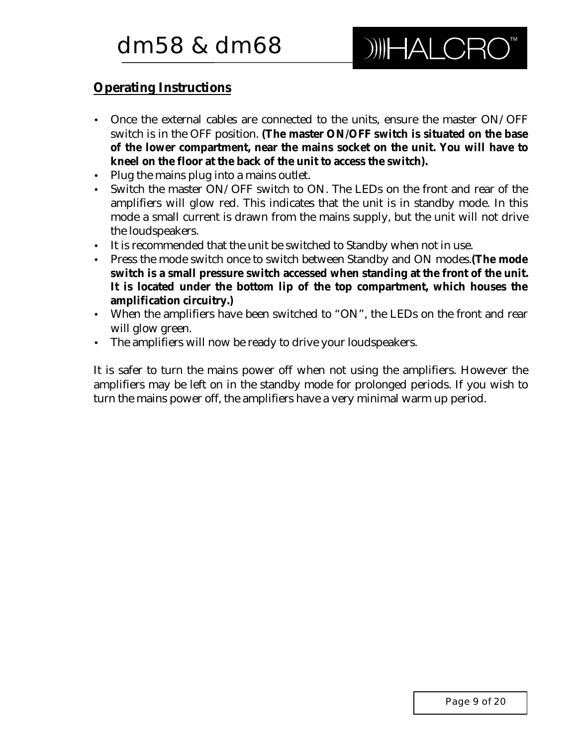## Operating Instructions

- Once the external cables are connected to the units, ensure the master ON/OFF switch is in the OFF position. **(The master ON/OFF switch is situated on the base of the lower compartment, near the mains socket on the unit. You will have to kneel on the floor at the back of the unit to access the switch).**
- Plug the mains plug into a mains outlet.
- Switch the master ON/OFF switch to ON. The LEDs on the front and rear of the amplifiers will glow red. This indicates that the unit is in standby mode. In this mode a small current is drawn from the mains supply, but the unit will not drive the loudspeakers.
- It is recommended that the unit be switched to Standby when not in use.
- Press the mode switch once to switch between Standby and ON modes.**(The mode switch is a small pressure switch accessed when standing at the front of the unit. It is located under the bottom lip of the top compartment, which houses the amplification circuitry.)**
- When the amplifiers have been switched to "ON", the LEDs on the front and rear will glow green.
- The amplifiers will now be ready to drive your loudspeakers.

It is safer to turn the mains power off when not using the amplifiers. However the amplifiers may be left on in the standby mode for prolonged periods. If you wish to turn the mains power off, the amplifiers have a very minimal warm up period.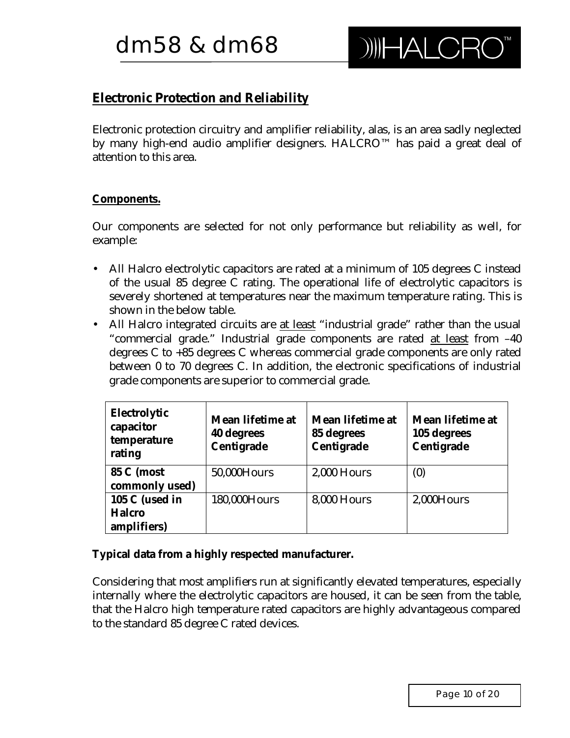## Electronic Protection and Reliability

Electronic protection circuitry and amplifier reliability, alas, is an area sadly neglected by many high-end audio amplifier designers. HALCRO™ has paid a great deal of attention to this area.

### Components.

Our components are selected for not only performance but reliability as well, for example:

- All Halcro electrolytic capacitors are rated at a minimum of 105 degrees C instead of the usual 85 degree C rating. The operational life of electrolytic capacitors is severely shortened at temperatures near the maximum temperature rating. This is shown in the below table.
- All Halcro integrated circuits are <u>at least</u> "industrial grade" rather than the usual "commercial grade." Industrial grade components are rated <u>at least</u> from –40 degrees C to +85 degrees C whereas commercial grade components are only rated between 0 to 70 degrees C. In addition, the electronic specifications of industrial grade components are superior to commercial grade.

| Electrolytic capacitor temperature rating | Mean lifetime at 40 degrees Centigrade | Mean lifetime at 85 degrees Centigrade | Mean lifetime at 105 degrees Centigrade |
|---|---|---|---|
| **85 C (most commonly used)** | 50,000Hours | 2,000 Hours | (0) |
| **105 C (used in Halcro amplifiers)** | 180,000Hours | 8,000 Hours | 2,000Hours |

**Typical data from a highly respected manufacturer.**

Considering that most amplifiers run at significantly elevated temperatures, especially internally where the electrolytic capacitors are housed, it can be seen from the table, that the Halcro high temperature rated capacitors are highly advantageous compared to the standard 85 degree C rated devices.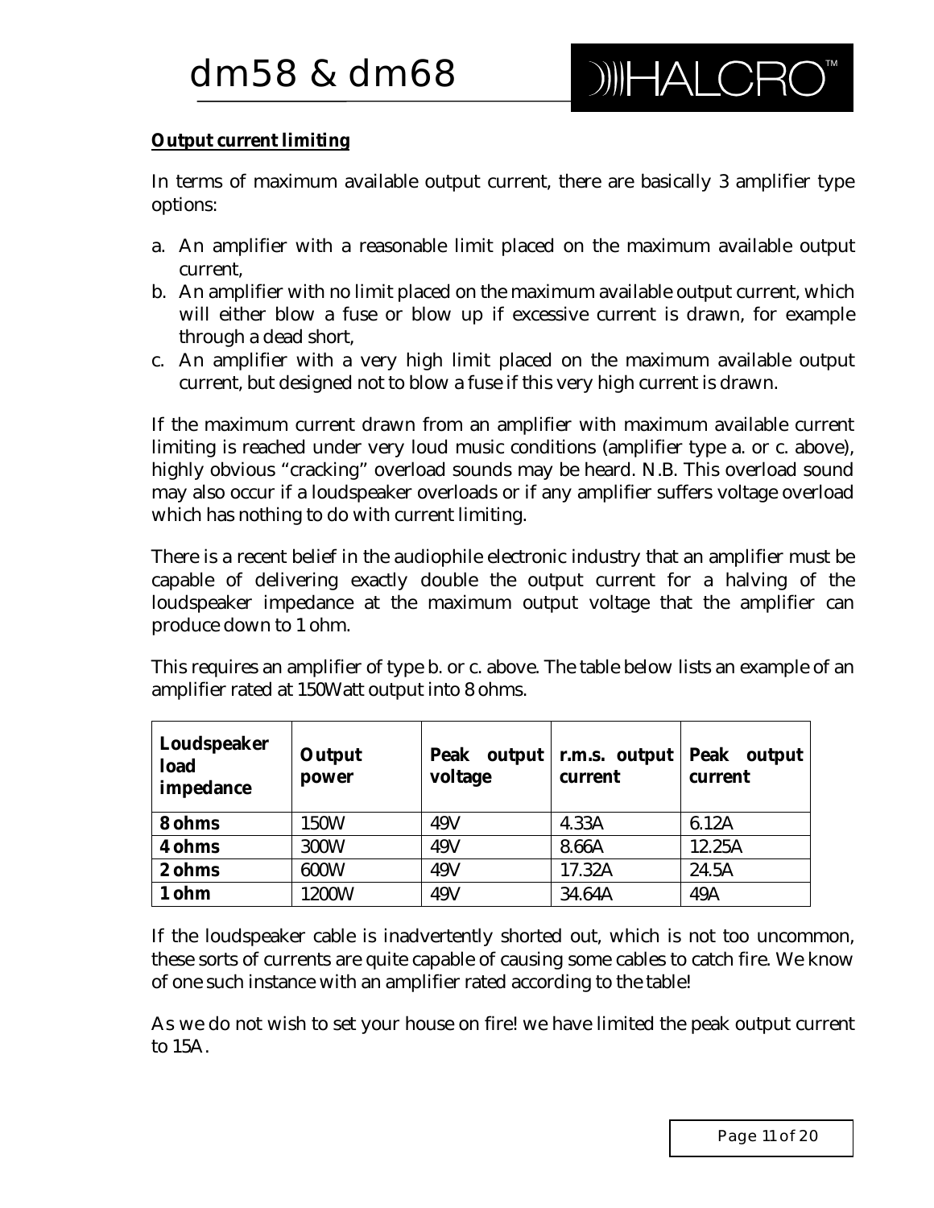**Output current limiting**

In terms of maximum available output current, there are basically 3 amplifier type options:

a. An amplifier with a reasonable limit placed on the maximum available output current,
b. An amplifier with no limit placed on the maximum available output current, which will either blow a fuse or blow up if excessive current is drawn, for example through a dead short,
c. An amplifier with a very high limit placed on the maximum available output current, but designed not to blow a fuse if this very high current is drawn.

If the maximum current drawn from an amplifier with maximum available current limiting is reached under very loud music conditions (amplifier type a. or c. above), highly obvious "cracking" overload sounds may be heard. N.B. This overload sound may also occur if a loudspeaker overloads or if any amplifier suffers voltage overload which has nothing to do with current limiting.

There is a recent belief in the audiophile electronic industry that an amplifier must be capable of delivering exactly double the output current for a halving of the loudspeaker impedance at the maximum output voltage that the amplifier can produce down to 1 ohm.

This requires an amplifier of type b. or c. above. The table below lists an example of an amplifier rated at 150Watt output into 8 ohms.

| Loudspeaker load impedance | Output power | Peak output voltage | r.m.s. output current | Peak output current |
|---|---|---|---|---|
| **8 ohms** | 150W | 49V | 4.33A | 6.12A |
| **4 ohms** | 300W | 49V | 8.66A | 12.25A |
| **2 ohms** | 600W | 49V | 17.32A | 24.5A |
| **1 ohm** | 1200W | 49V | 34.64A | 49A |

If the loudspeaker cable is inadvertently shorted out, which is not too uncommon, these sorts of currents are quite capable of causing some cables to catch fire. We know of one such instance with an amplifier rated according to the table!

As we do not wish to set your house on fire! we have limited the peak output current to 15A.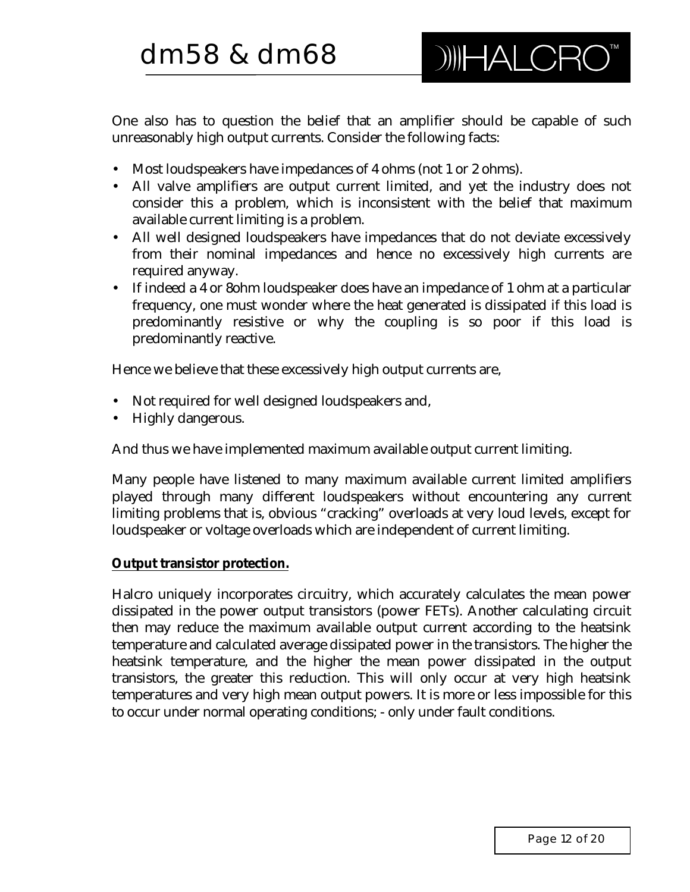One also has to question the belief that an amplifier should be capable of such unreasonably high output currents. Consider the following facts:

- Most loudspeakers have impedances of 4 ohms (not 1 or 2 ohms).
- All valve amplifiers are output current limited, and yet the industry does not consider this a problem, which is inconsistent with the belief that maximum available current limiting is a problem.
- All well designed loudspeakers have impedances that do not deviate excessively from their nominal impedances and hence no excessively high currents are required anyway.
- If indeed a 4 or 8ohm loudspeaker does have an impedance of 1 ohm at a particular frequency, one must wonder where the heat generated is dissipated if this load is predominantly resistive or why the coupling is so poor if this load is predominantly reactive.

Hence we believe that these excessively high output currents are,

- Not required for well designed loudspeakers and,
- Highly dangerous.

And thus we have implemented maximum available output current limiting.

Many people have listened to many maximum available current limited amplifiers played through many different loudspeakers without encountering any current limiting problems that is, obvious "cracking" overloads at very loud levels, except for loudspeaker or voltage overloads which are independent of current limiting.

**Output transistor protection.**

Halcro uniquely incorporates circuitry, which accurately calculates the mean power dissipated in the power output transistors (power FETs). Another calculating circuit then may reduce the maximum available output current according to the heatsink temperature and calculated average dissipated power in the transistors. The higher the heatsink temperature, and the higher the mean power dissipated in the output transistors, the greater this reduction. This will only occur at very high heatsink temperatures and very high mean output powers. It is more or less impossible for this to occur under normal operating conditions; - only under fault conditions.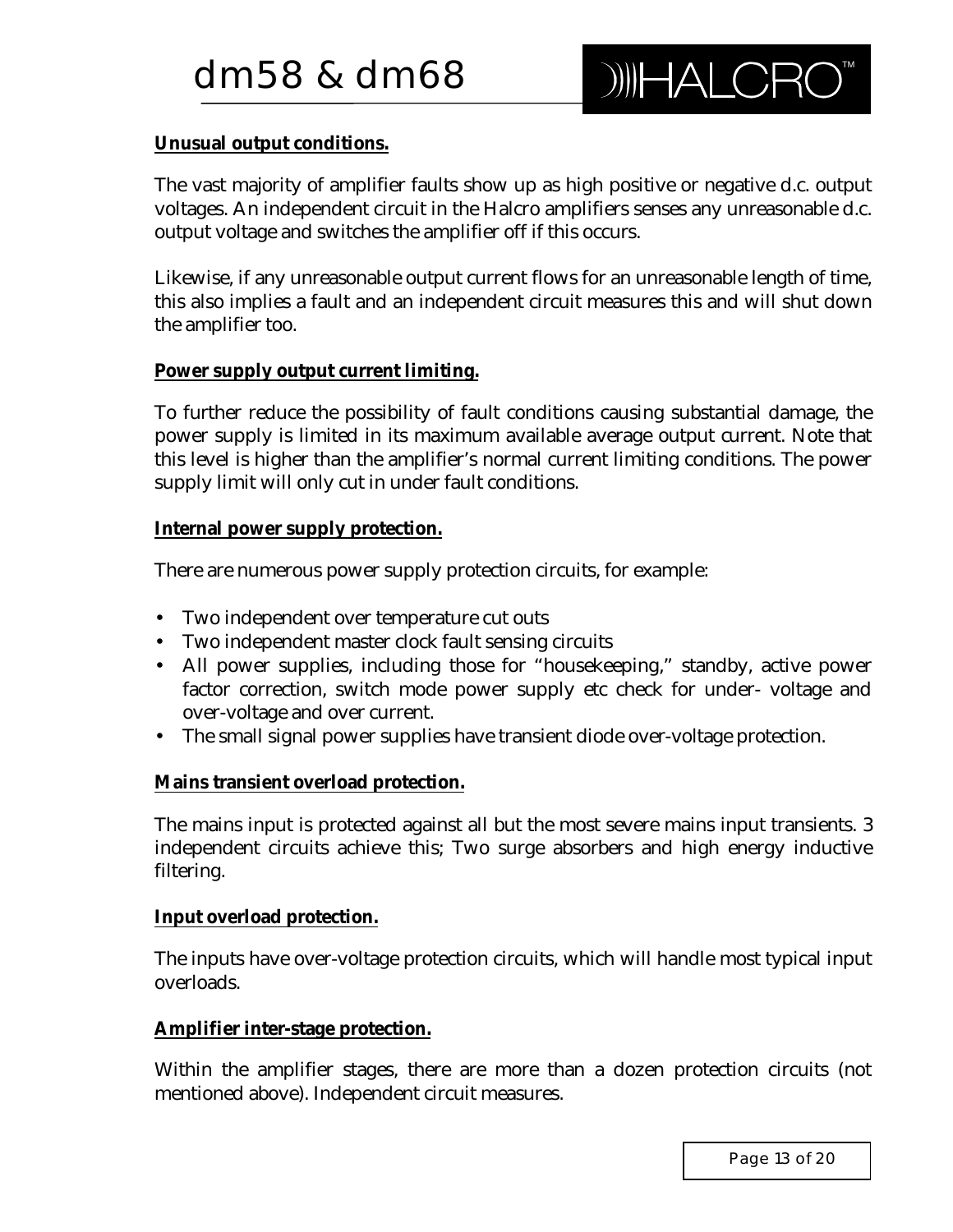**Unusual output conditions.**

The vast majority of amplifier faults show up as high positive or negative d.c. output voltages. An independent circuit in the Halcro amplifiers senses any unreasonable d.c. output voltage and switches the amplifier off if this occurs.

Likewise, if any unreasonable output current flows for an unreasonable length of time, this also implies a fault and an independent circuit measures this and will shut down the amplifier too.

**Power supply output current limiting.**

To further reduce the possibility of fault conditions causing substantial damage, the power supply is limited in its maximum available average output current. Note that this level is higher than the amplifier's normal current limiting conditions. The power supply limit will only cut in under fault conditions.

**Internal power supply protection.**

There are numerous power supply protection circuits, for example:

- Two independent over temperature cut outs
- Two independent master clock fault sensing circuits
- All power supplies, including those for "housekeeping," standby, active power factor correction, switch mode power supply etc check for under- voltage and over-voltage and over current.
- The small signal power supplies have transient diode over-voltage protection.

**Mains transient overload protection.**

The mains input is protected against all but the most severe mains input transients. 3 independent circuits achieve this; Two surge absorbers and high energy inductive filtering.

**Input overload protection.**

The inputs have over-voltage protection circuits, which will handle most typical input overloads.

**Amplifier inter-stage protection.**

Within the amplifier stages, there are more than a dozen protection circuits (not mentioned above). Independent circuit measures.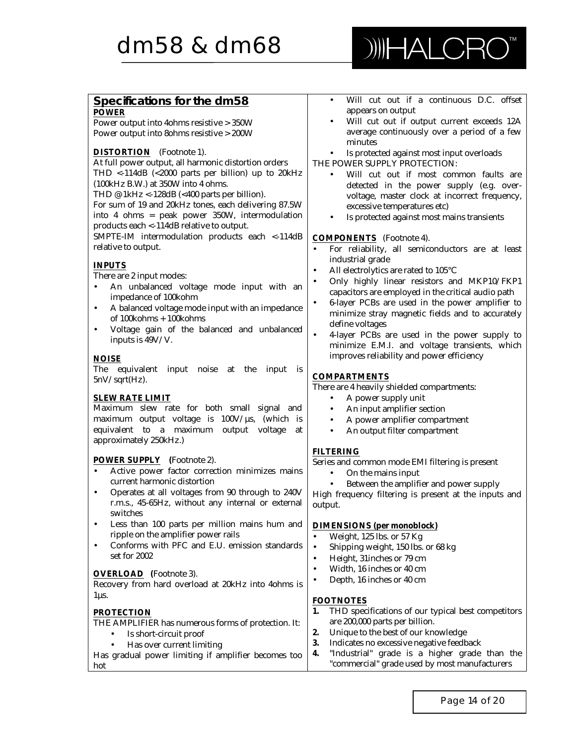# dm58 & dm68

## Specifications for the dm58

**POWER**

Power output into 4ohms resistive > 350W
Power output into 8ohms resistive > 200W

**DISTORTION** (Footnote 1).

At full power output, all harmonic distortion orders
THD < -114dB (<2000 parts per billion) up to 20kHz (100kHz B.W.) at 350W into 4 ohms.
THD @ 1kHz < -128dB (<400 parts per billion).
For sum of 19 and 20kHz tones, each delivering 87.5W into 4 ohms = peak power 350W, intermodulation products each < -114dB relative to output.
SMPTE-IM intermodulation products each < -114dB relative to output.

**INPUTS**

There are 2 input modes:

- An unbalanced voltage mode input with an impedance of 100kohm
- A balanced voltage mode input with an impedance of 100kohms + 100kohms
- Voltage gain of the balanced and unbalanced inputs is 49V/V.

**NOISE**

The equivalent input noise at the input is 5nV/sqrt(Hz).

**SLEW RATE LIMIT**

Maximum slew rate for both small signal and maximum output voltage is 100V/µs, (which is equivalent to a maximum output voltage at approximately 250kHz.)

**POWER SUPPLY** (Footnote 2).

- Active power factor correction minimizes mains current harmonic distortion
- Operates at all voltages from 90 through to 240V r.m.s., 45-65Hz, without any internal or external switches
- Less than 100 parts per million mains hum and ripple on the amplifier power rails
- Conforms with PFC and E.U. emission standards set for 2002

**OVERLOAD** (Footnote 3).

Recovery from hard overload at 20kHz into 4ohms is 1µs.

**PROTECTION**

THE AMPLIFIER has numerous forms of protection. It:

- Is short-circuit proof
- Has over current limiting

Has gradual power limiting if amplifier becomes too hot

- Will cut out if a continuous D.C. offset appears on output
- Will cut out if output current exceeds 12A average continuously over a period of a few minutes
- Is protected against most input overloads

THE POWER SUPPLY PROTECTION:

- Will cut out if most common faults are detected in the power supply (e.g. over-voltage, master clock at incorrect frequency, excessive temperatures etc)
- Is protected against most mains transients

**COMPONENTS** (Footnote 4).

- For reliability, all semiconductors are at least industrial grade
- All electrolytics are rated to 105°C
- Only highly linear resistors and MKP10/FKP1 capacitors are employed in the critical audio path
- 6-layer PCBs are used in the power amplifier to minimize stray magnetic fields and to accurately define voltages
- 4-layer PCBs are used in the power supply to minimize E.M.I. and voltage transients, which improves reliability and power efficiency

**COMPARTMENTS**

There are 4 heavily shielded compartments:

- A power supply unit
- An input amplifier section
- A power amplifier compartment
- An output filter compartment

**FILTERING**

Series and common mode EMI filtering is present

- On the mains input
- Between the amplifier and power supply

High frequency filtering is present at the inputs and output.

**DIMENSIONS (per monoblock)**

- Weight, 125 lbs. or 57 Kg
- Shipping weight, 150 lbs. or 68 kg
- Height, 31inches or 79 cm
- Width, 16 inches or 40 cm
- Depth, 16 inches or 40 cm

**FOOTNOTES**

1. THD specifications of our typical best competitors are 200,000 parts per billion.
2. Unique to the best of our knowledge
3. Indicates no excessive negative feedback
4. "Industrial" grade is a higher grade than the "commercial" grade used by most manufacturers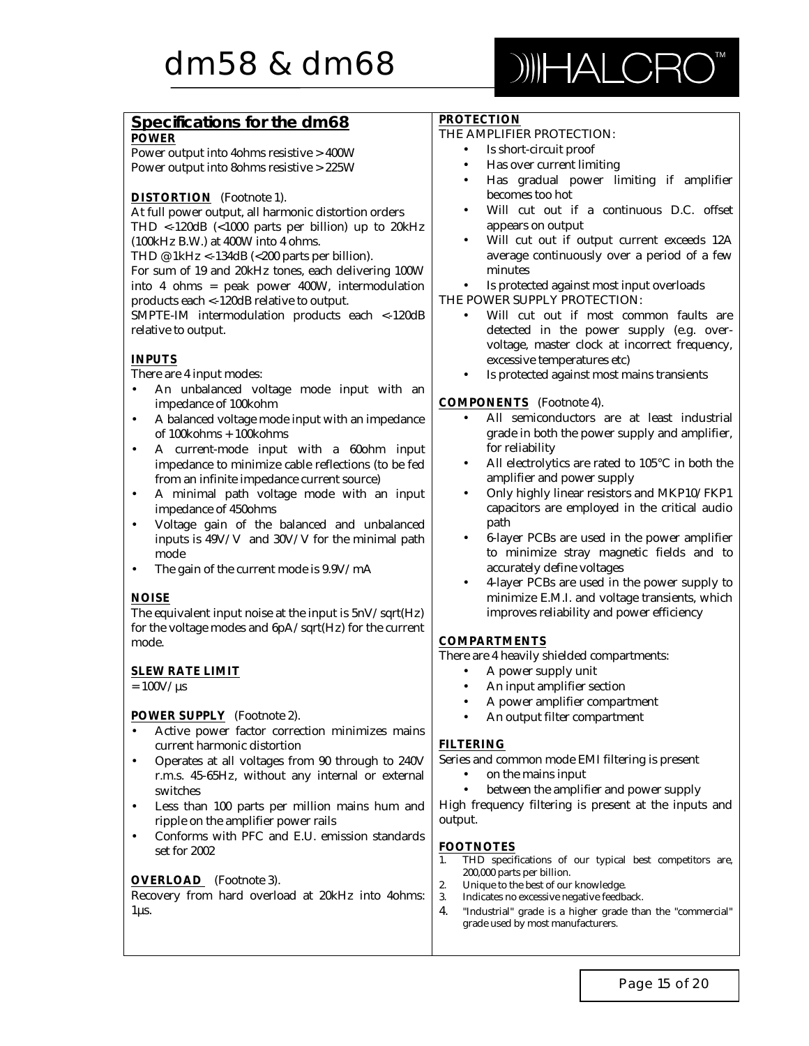## Specifications for the dm68

**POWER**

Power output into 4ohms resistive > 400W
Power output into 8ohms resistive > 225W

**DISTORTION** (Footnote 1).

At full power output, all harmonic distortion orders
THD < -120dB (<1000 parts per billion) up to 20kHz (100kHz B.W.) at 400W into 4 ohms.
THD @ 1kHz < -134dB (<200 parts per billion).
For sum of 19 and 20kHz tones, each delivering 100W into 4 ohms = peak power 400W, intermodulation products each < -120dB relative to output.
SMPTE-IM intermodulation products each < -120dB relative to output.

**INPUTS**

There are 4 input modes:

- An unbalanced voltage mode input with an impedance of 100kohm
- A balanced voltage mode input with an impedance of 100kohms + 100kohms
- A current-mode input with a 60ohm input impedance to minimize cable reflections (to be fed from an infinite impedance current source)
- A minimal path voltage mode with an input impedance of 450ohms
- Voltage gain of the balanced and unbalanced inputs is 49V/V and 30V/V for the minimal path mode
- The gain of the current mode is 9.9V/mA

**NOISE**

The equivalent input noise at the input is 5nV/sqrt(Hz) for the voltage modes and 6pA/sqrt(Hz) for the current mode.

**SLEW RATE LIMIT**

= 100V/µs

**POWER SUPPLY** (Footnote 2).

- Active power factor correction minimizes mains current harmonic distortion
- Operates at all voltages from 90 through to 240V r.m.s. 45-65Hz, without any internal or external switches
- Less than 100 parts per million mains hum and ripple on the amplifier power rails
- Conforms with PFC and E.U. emission standards set for 2002

**OVERLOAD** (Footnote 3).

Recovery from hard overload at 20kHz into 4ohms: 1µs.

**PROTECTION**

THE AMPLIFIER PROTECTION:

- Is short-circuit proof
- Has over current limiting
- Has gradual power limiting if amplifier becomes too hot
- Will cut out if a continuous D.C. offset appears on output
- Will cut out if output current exceeds 12A average continuously over a period of a few minutes
- Is protected against most input overloads

THE POWER SUPPLY PROTECTION:

- Will cut out if most common faults are detected in the power supply (e.g. over-voltage, master clock at incorrect frequency, excessive temperatures etc)
- Is protected against most mains transients

**COMPONENTS** (Footnote 4).

- All semiconductors are at least industrial grade in both the power supply and amplifier, for reliability
- All electrolytics are rated to 105°C in both the amplifier and power supply
- Only highly linear resistors and MKP10/FKP1 capacitors are employed in the critical audio path
- 6-layer PCBs are used in the power amplifier to minimize stray magnetic fields and to accurately define voltages
- 4-layer PCBs are used in the power supply to minimize E.M.I. and voltage transients, which improves reliability and power efficiency

**COMPARTMENTS**

There are 4 heavily shielded compartments:

- A power supply unit
- An input amplifier section
- A power amplifier compartment
- An output filter compartment

**FILTERING**

Series and common mode EMI filtering is present

- on the mains input
- between the amplifier and power supply

High frequency filtering is present at the inputs and output.

**FOOTNOTES**

1. THD specifications of our typical best competitors are, 200,000 parts per billion.
2. Unique to the best of our knowledge.
3. Indicates no excessive negative feedback.
4. "Industrial" grade is a higher grade than the "commercial" grade used by most manufacturers.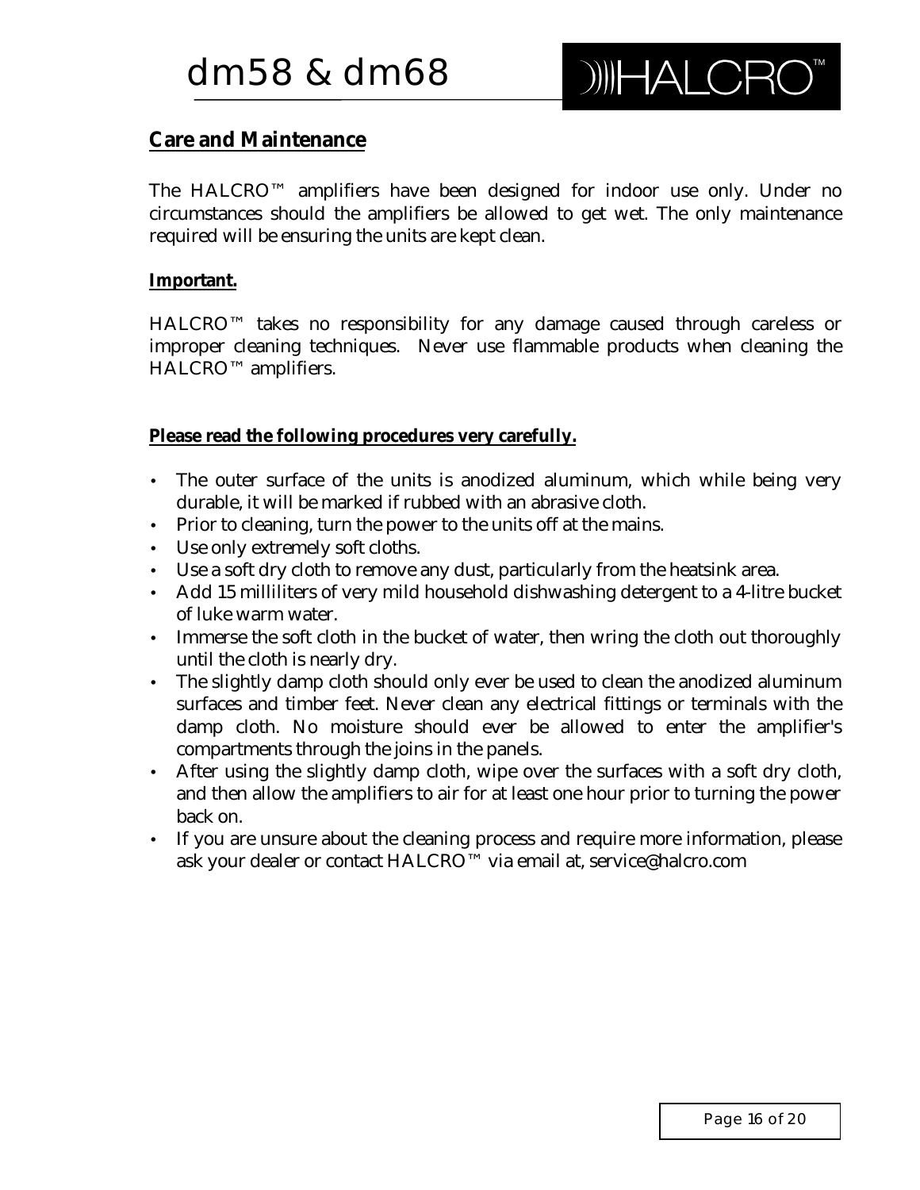## Care and Maintenance

The HALCRO™ amplifiers have been designed for indoor use only. Under no circumstances should the amplifiers be allowed to get wet. The only maintenance required will be ensuring the units are kept clean.

**Important.**

HALCRO™ takes no responsibility for any damage caused through careless or improper cleaning techniques. Never use flammable products when cleaning the HALCRO™ amplifiers.

**Please read the following procedures very carefully.**

- The outer surface of the units is anodized aluminum, which while being very durable, it will be marked if rubbed with an abrasive cloth.
- Prior to cleaning, turn the power to the units off at the mains.
- Use only extremely soft cloths.
- Use a soft dry cloth to remove any dust, particularly from the heatsink area.
- Add 15 milliliters of very mild household dishwashing detergent to a 4-litre bucket of luke warm water.
- Immerse the soft cloth in the bucket of water, then wring the cloth out thoroughly until the cloth is nearly dry.
- The slightly damp cloth should only ever be used to clean the anodized aluminum surfaces and timber feet. Never clean any electrical fittings or terminals with the damp cloth. No moisture should ever be allowed to enter the amplifier's compartments through the joins in the panels.
- After using the slightly damp cloth, wipe over the surfaces with a soft dry cloth, and then allow the amplifiers to air for at least one hour prior to turning the power back on.
- If you are unsure about the cleaning process and require more information, please ask your dealer or contact HALCRO™ via email at, service@halcro.com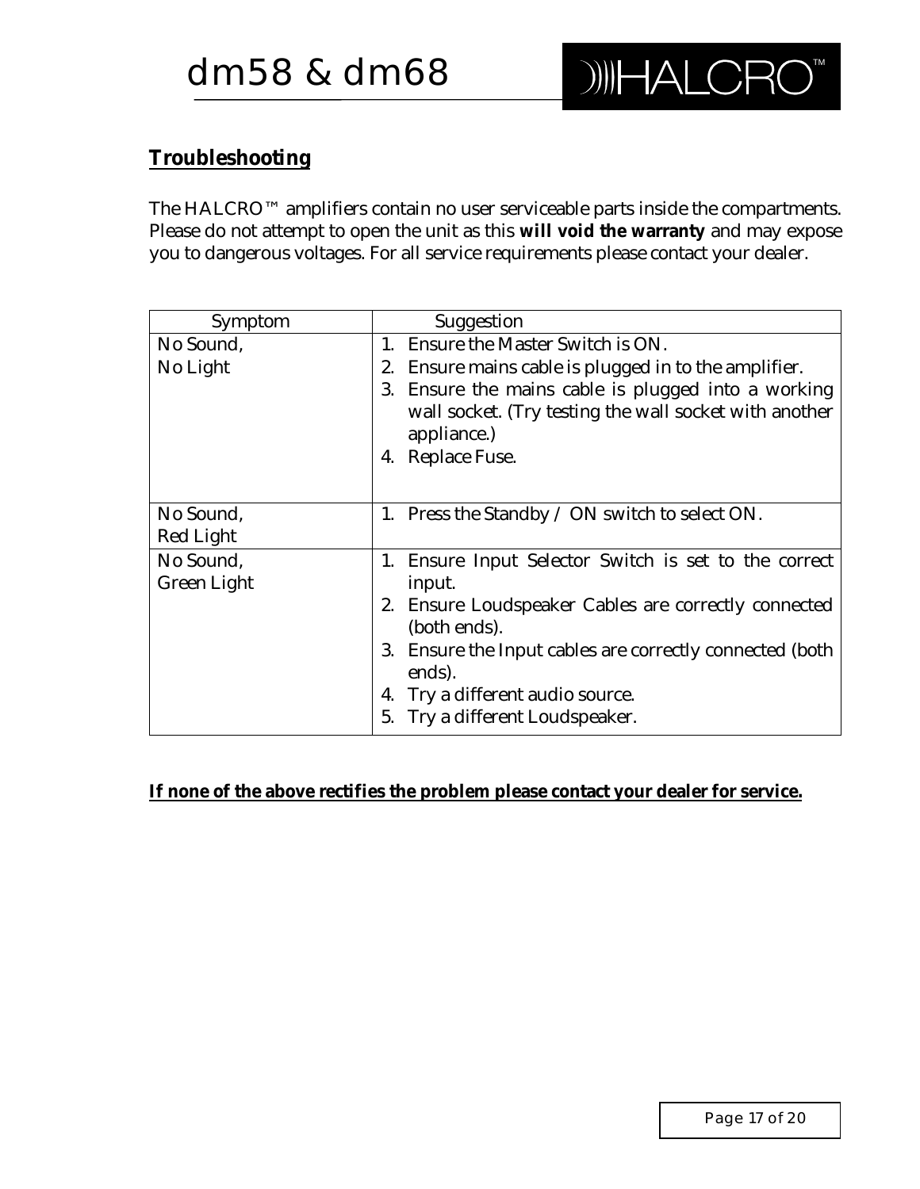## **Troubleshooting**

The HALCRO™ amplifiers contain no user serviceable parts inside the compartments. Please do not attempt to open the unit as this **will void the warranty** and may expose you to dangerous voltages. For all service requirements please contact your dealer.

| Symptom | Suggestion |
|---|---|
| No Sound,<br>No Light | 1. Ensure the Master Switch is ON.<br>2. Ensure mains cable is plugged in to the amplifier.<br>3. Ensure the mains cable is plugged into a working wall socket. (Try testing the wall socket with another appliance.)<br>4. Replace Fuse. |
| No Sound,<br>Red Light | 1. Press the Standby / ON switch to select ON. |
| No Sound,<br>Green Light | 1. Ensure Input Selector Switch is set to the correct input.<br>2. Ensure Loudspeaker Cables are correctly connected (both ends).<br>3. Ensure the Input cables are correctly connected (both ends).<br>4. Try a different audio source.<br>5. Try a different Loudspeaker. |

**If none of the above rectifies the problem please contact your dealer for service.**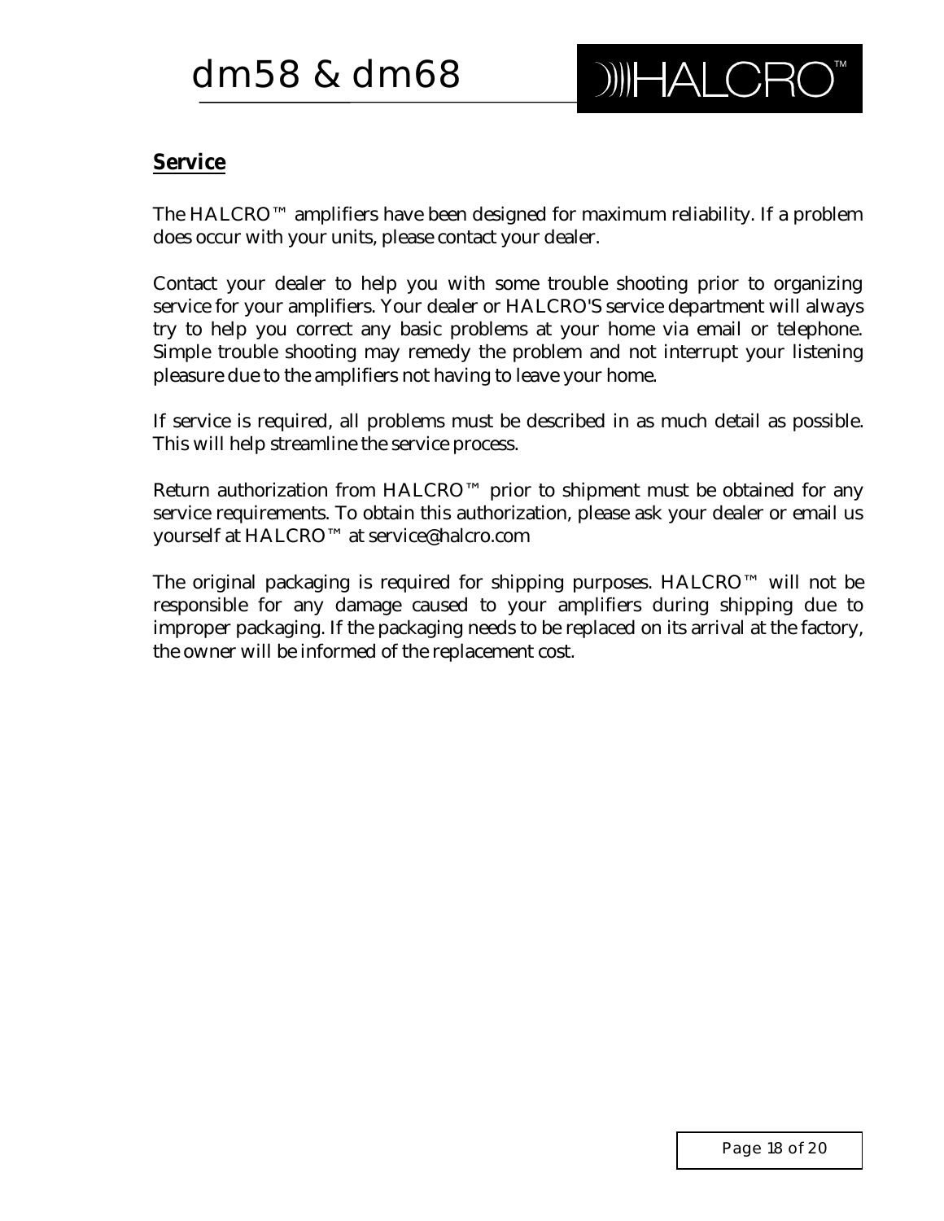## Service

The HALCRO™ amplifiers have been designed for maximum reliability. If a problem does occur with your units, please contact your dealer.

Contact your dealer to help you with some trouble shooting prior to organizing service for your amplifiers. Your dealer or HALCRO'S service department will always try to help you correct any basic problems at your home via email or telephone. Simple trouble shooting may remedy the problem and not interrupt your listening pleasure due to the amplifiers not having to leave your home.

If service is required, all problems must be described in as much detail as possible. This will help streamline the service process.

Return authorization from HALCRO™ prior to shipment must be obtained for any service requirements. To obtain this authorization, please ask your dealer or email us yourself at HALCRO™ at service@halcro.com

The original packaging is required for shipping purposes. HALCRO™ will not be responsible for any damage caused to your amplifiers during shipping due to improper packaging. If the packaging needs to be replaced on its arrival at the factory, the owner will be informed of the replacement cost.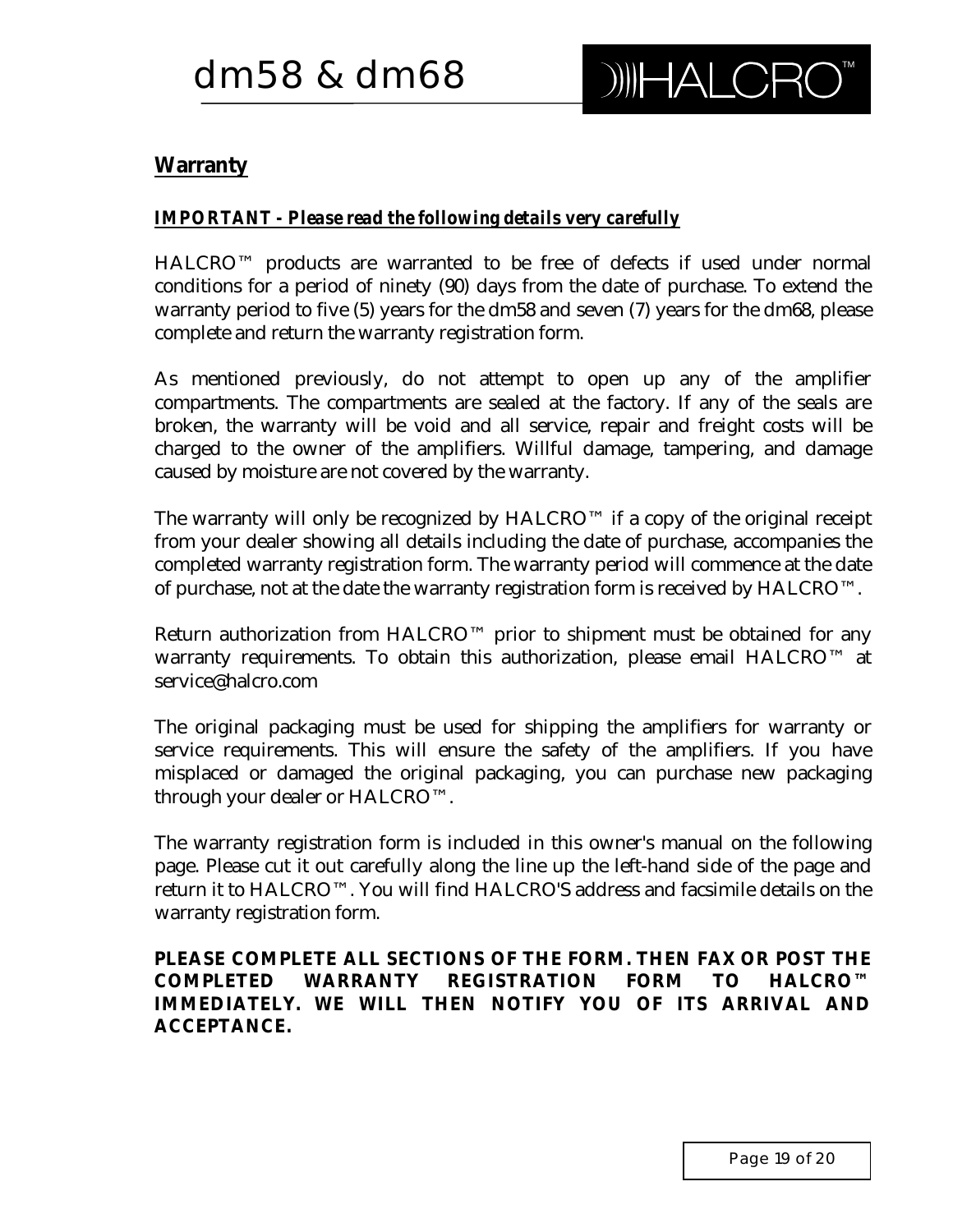## Warranty

***IMPORTANT - Please read the following details very carefully***

HALCRO™ products are warranted to be free of defects if used under normal conditions for a period of ninety (90) days from the date of purchase. To extend the warranty period to five (5) years for the dm58 and seven (7) years for the dm68, please complete and return the warranty registration form.

As mentioned previously, do not attempt to open up any of the amplifier compartments. The compartments are sealed at the factory. If any of the seals are broken, the warranty will be void and all service, repair and freight costs will be charged to the owner of the amplifiers. Willful damage, tampering, and damage caused by moisture are not covered by the warranty.

The warranty will only be recognized by HALCRO™ if a copy of the original receipt from your dealer showing all details including the date of purchase, accompanies the completed warranty registration form. The warranty period will commence at the date of purchase, not at the date the warranty registration form is received by HALCRO™.

Return authorization from HALCRO™ prior to shipment must be obtained for any warranty requirements. To obtain this authorization, please email HALCRO™ at service@halcro.com

The original packaging must be used for shipping the amplifiers for warranty or service requirements. This will ensure the safety of the amplifiers. If you have misplaced or damaged the original packaging, you can purchase new packaging through your dealer or HALCRO™.

The warranty registration form is included in this owner's manual on the following page. Please cut it out carefully along the line up the left-hand side of the page and return it to HALCRO™. You will find HALCRO'S address and facsimile details on the warranty registration form.

**PLEASE COMPLETE ALL SECTIONS OF THE FORM. THEN FAX OR POST THE COMPLETED WARRANTY REGISTRATION FORM TO HALCRO™ IMMEDIATELY. WE WILL THEN NOTIFY YOU OF ITS ARRIVAL AND ACCEPTANCE.**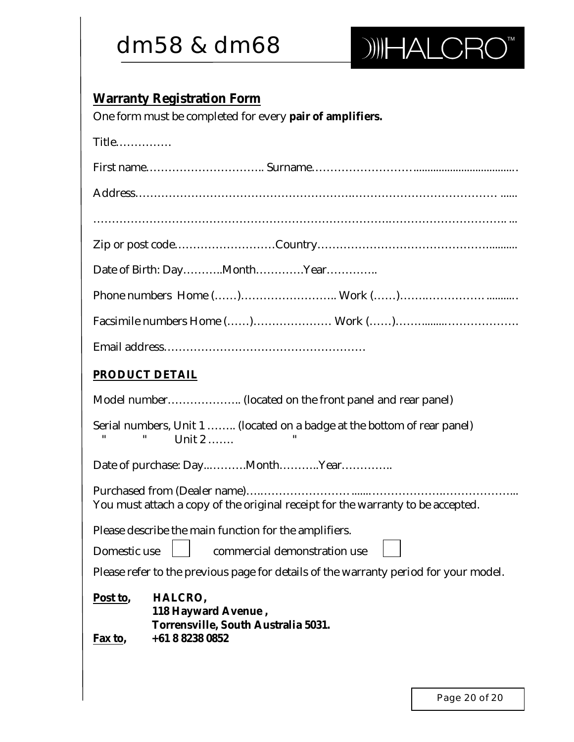## Warranty Registration Form

One form must be completed for every **pair of amplifiers.**

Title……………

First name………………………….. Surname……………………….....................................

Address……………………………………………….…………………………………… ......

……………………………………………………………………….…………………………..…

Zip or post code………………………Country………………………………………….........

Date of Birth: Day………..Month………….Year…………..

Phone numbers Home (……)…………………….. Work (……)…….…………….…..........

Facsimile numbers Home (……)………………… Work (……)……..........………………

Email address………………………………………………

### PRODUCT DETAIL

Model number……………….. (located on the front panel and rear panel)

Serial numbers, Unit 1 …….. (located on a badge at the bottom of rear panel)
" " Unit 2 ……. "

Date of purchase: Day...……….Month………..Year…………..

Purchased from (Dealer name)….…………………. ......…………………….……………..
You must attach a copy of the original receipt for the warranty to be accepted.

Please describe the main function for the amplifiers.

Domestic use ☐ commercial demonstration use ☐

Please refer to the previous page for details of the warranty period for your model.

**Post to,** **HALCRO,**
**118 Hayward Avenue ,**
**Torrensville, South Australia 5031.**
**Fax to,** **+61 8 8238 0852**